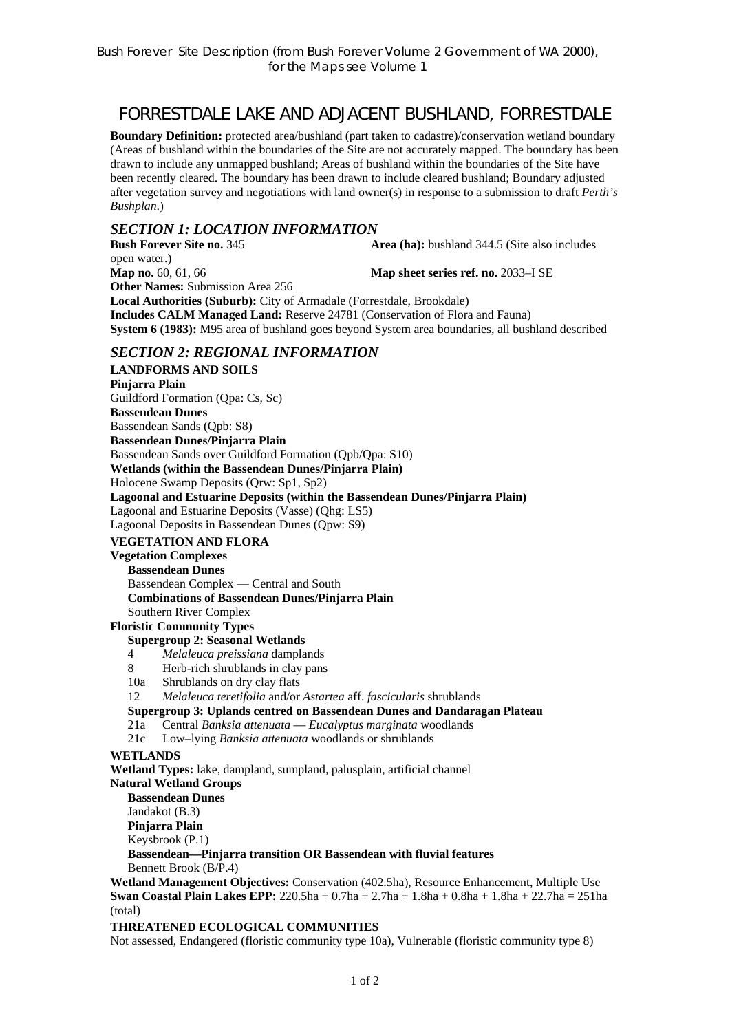Bush Forever Site Description (from Bush Forever Volume 2 Government of WA 2000), for the Maps see Volume 1

# FORRESTDALE LAKE AND ADJACENT BUSHLAND, FORRESTDALE

**Boundary Definition:** protected area/bushland (part taken to cadastre)/conservation wetland boundary (Areas of bushland within the boundaries of the Site are not accurately mapped. The boundary has been drawn to include any unmapped bushland; Areas of bushland within the boundaries of the Site have been recently cleared. The boundary has been drawn to include cleared bushland; Boundary adjusted after vegetation survey and negotiations with land owner(s) in response to a submission to draft *Perth's Bushplan*.)

## *SECTION 1: LOCATION INFORMATION*

**Bush Forever Site no.** 345 **Area (ha):** bushland 344.5 (Site also includes open water.)
**Map no.** 60, 61, 66 **Map sheet series ref. no.** 2033–I SE
**Other Names:** Submission Area 256
**Local Authorities (Suburb):** City of Armadale (Forrestdale, Brookdale)
**Includes CALM Managed Land:** Reserve 24781 (Conservation of Flora and Fauna)
**System 6 (1983):** M95 area of bushland goes beyond System area boundaries, all bushland described

## *SECTION 2: REGIONAL INFORMATION*

**LANDFORMS AND SOILS**

**Pinjarra Plain**
Guildford Formation (Qpa: Cs, Sc)
**Bassendean Dunes**
Bassendean Sands (Qpb: S8)
**Bassendean Dunes/Pinjarra Plain**
Bassendean Sands over Guildford Formation (Qpb/Qpa: S10)
**Wetlands (within the Bassendean Dunes/Pinjarra Plain)**
Holocene Swamp Deposits (Qrw: Sp1, Sp2)
**Lagoonal and Estuarine Deposits (within the Bassendean Dunes/Pinjarra Plain)**
Lagoonal and Estuarine Deposits (Vasse) (Qhg: LS5)
Lagoonal Deposits in Bassendean Dunes (Qpw: S9)

**VEGETATION AND FLORA**

**Vegetation Complexes**
**Bassendean Dunes**
Bassendean Complex — Central and South
**Combinations of Bassendean Dunes/Pinjarra Plain**
Southern River Complex

**Floristic Community Types**
**Supergroup 2: Seasonal Wetlands**
4 *Melaleuca preissiana* damplands
8 Herb-rich shrublands in clay pans
10a Shrublands on dry clay flats
12 *Melaleuca teretifolia* and/or *Astartea* aff. *fascicularis* shrublands
**Supergroup 3: Uplands centred on Bassendean Dunes and Dandaragan Plateau**
21a Central *Banksia attenuata* — *Eucalyptus marginata* woodlands
21c Low–lying *Banksia attenuata* woodlands or shrublands

**WETLANDS**

**Wetland Types:** lake, dampland, sumpland, palusplain, artificial channel
**Natural Wetland Groups**
**Bassendean Dunes**
Jandakot (B.3)
**Pinjarra Plain**
Keysbrook (P.1)
**Bassendean—Pinjarra transition OR Bassendean with fluvial features**
Bennett Brook (B/P.4)
**Wetland Management Objectives:** Conservation (402.5ha), Resource Enhancement, Multiple Use
**Swan Coastal Plain Lakes EPP:** 220.5ha + 0.7ha + 2.7ha + 1.8ha + 0.8ha + 1.8ha + 22.7ha = 251ha (total)

**THREATENED ECOLOGICAL COMMUNITIES**

Not assessed, Endangered (floristic community type 10a), Vulnerable (floristic community type 8)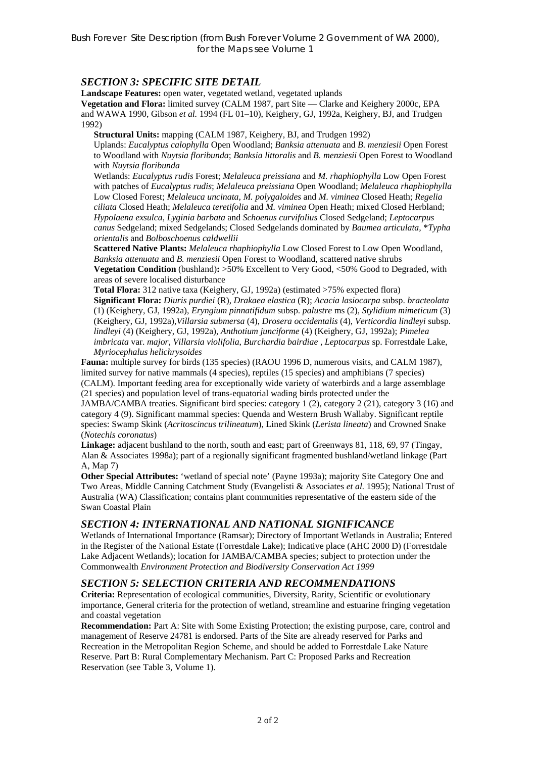Bush Forever Site Description (from Bush Forever Volume 2 Government of WA 2000), for the Maps see Volume 1

## *SECTION 3: SPECIFIC SITE DETAIL*

**Landscape Features:** open water, vegetated wetland, vegetated uplands

**Vegetation and Flora:** limited survey (CALM 1987, part Site — Clarke and Keighery 2000c, EPA and WAWA 1990, Gibson *et al.* 1994 (FL 01–10), Keighery, GJ, 1992a, Keighery, BJ, and Trudgen 1992)

**Structural Units:** mapping (CALM 1987, Keighery, BJ, and Trudgen 1992)

Uplands: *Eucalyptus calophylla* Open Woodland; *Banksia attenuata* and *B. menziesii* Open Forest to Woodland with *Nuytsia floribunda*; *Banksia littoralis* and *B. menziesii* Open Forest to Woodland with *Nuytsia floribunda*

Wetlands: *Eucalyptus rudis* Forest; *Melaleuca preissiana* and *M. rhaphiophylla* Low Open Forest with patches of *Eucalyptus rudis*; *Melaleuca preissiana* Open Woodland; *Melaleuca rhaphiophylla* Low Closed Forest; *Melaleuca uncinata*, *M. polygaloides* and *M. viminea* Closed Heath; *Regelia ciliata* Closed Heath; *Melaleuca teretifolia* and *M. viminea* Open Heath; mixed Closed Herbland; *Hypolaena exsulca*, *Lyginia barbata* and *Schoenus curvifolius* Closed Sedgeland; *Leptocarpus canus* Sedgeland; mixed Sedgelands; Closed Sedgelands dominated by *Baumea articulata*, **Typha orientalis* and *Bolboschoenus caldwellii*

**Scattered Native Plants:** *Melaleuca rhaphiophylla* Low Closed Forest to Low Open Woodland, *Banksia attenuata* and *B. menziesii* Open Forest to Woodland, scattered native shrubs

**Vegetation Condition** (bushland)**:** >50% Excellent to Very Good, <50% Good to Degraded, with areas of severe localised disturbance

**Total Flora:** 312 native taxa (Keighery, GJ, 1992a) (estimated >75% expected flora)

**Significant Flora:** *Diuris purdiei* (R), *Drakaea elastica* (R); *Acacia lasiocarpa* subsp. *bracteolata* (1) (Keighery, GJ, 1992a), *Eryngium pinnatifidum* subsp. *palustre* ms (2), *Stylidium mimeticum* (3) (Keighery, GJ, 1992a),*Villarsia submersa* (4), *Drosera occidentalis* (4), *Verticordia lindleyi* subsp. *lindleyi* (4) (Keighery, GJ, 1992a), *Anthotium junciforme* (4) (Keighery, GJ, 1992a); *Pimelea imbricata* var. *major*, *Villarsia violifolia*, *Burchardia bairdiae* , *Leptocarpus* sp. Forrestdale Lake, *Myriocephalus helichrysoides*

**Fauna:** multiple survey for birds (135 species) (RAOU 1996 D, numerous visits, and CALM 1987), limited survey for native mammals (4 species), reptiles (15 species) and amphibians (7 species) (CALM). Important feeding area for exceptionally wide variety of waterbirds and a large assemblage (21 species) and population level of trans-equatorial wading birds protected under the JAMBA/CAMBA treaties. Significant bird species: category 1 (2), category 2 (21), category 3 (16) and category 4 (9). Significant mammal species: Quenda and Western Brush Wallaby. Significant reptile species: Swamp Skink (*Acritoscincus trilineatum*), Lined Skink (*Lerista lineata*) and Crowned Snake (*Notechis coronatus*)

**Linkage:** adjacent bushland to the north, south and east; part of Greenways 81, 118, 69, 97 (Tingay, Alan & Associates 1998a); part of a regionally significant fragmented bushland/wetland linkage (Part A, Map 7)

**Other Special Attributes:** 'wetland of special note' (Payne 1993a); majority Site Category One and Two Areas, Middle Canning Catchment Study (Evangelisti & Associates *et al.* 1995); National Trust of Australia (WA) Classification; contains plant communities representative of the eastern side of the Swan Coastal Plain

## *SECTION 4: INTERNATIONAL AND NATIONAL SIGNIFICANCE*

Wetlands of International Importance (Ramsar); Directory of Important Wetlands in Australia; Entered in the Register of the National Estate (Forrestdale Lake); Indicative place (AHC 2000 D) (Forrestdale Lake Adjacent Wetlands); location for JAMBA/CAMBA species; subject to protection under the Commonwealth *Environment Protection and Biodiversity Conservation Act 1999*

## *SECTION 5: SELECTION CRITERIA AND RECOMMENDATIONS*

**Criteria:** Representation of ecological communities, Diversity, Rarity, Scientific or evolutionary importance, General criteria for the protection of wetland, streamline and estuarine fringing vegetation and coastal vegetation

**Recommendation:** Part A: Site with Some Existing Protection; the existing purpose, care, control and management of Reserve 24781 is endorsed. Parts of the Site are already reserved for Parks and Recreation in the Metropolitan Region Scheme, and should be added to Forrestdale Lake Nature Reserve. Part B: Rural Complementary Mechanism. Part C: Proposed Parks and Recreation Reservation (see Table 3, Volume 1).